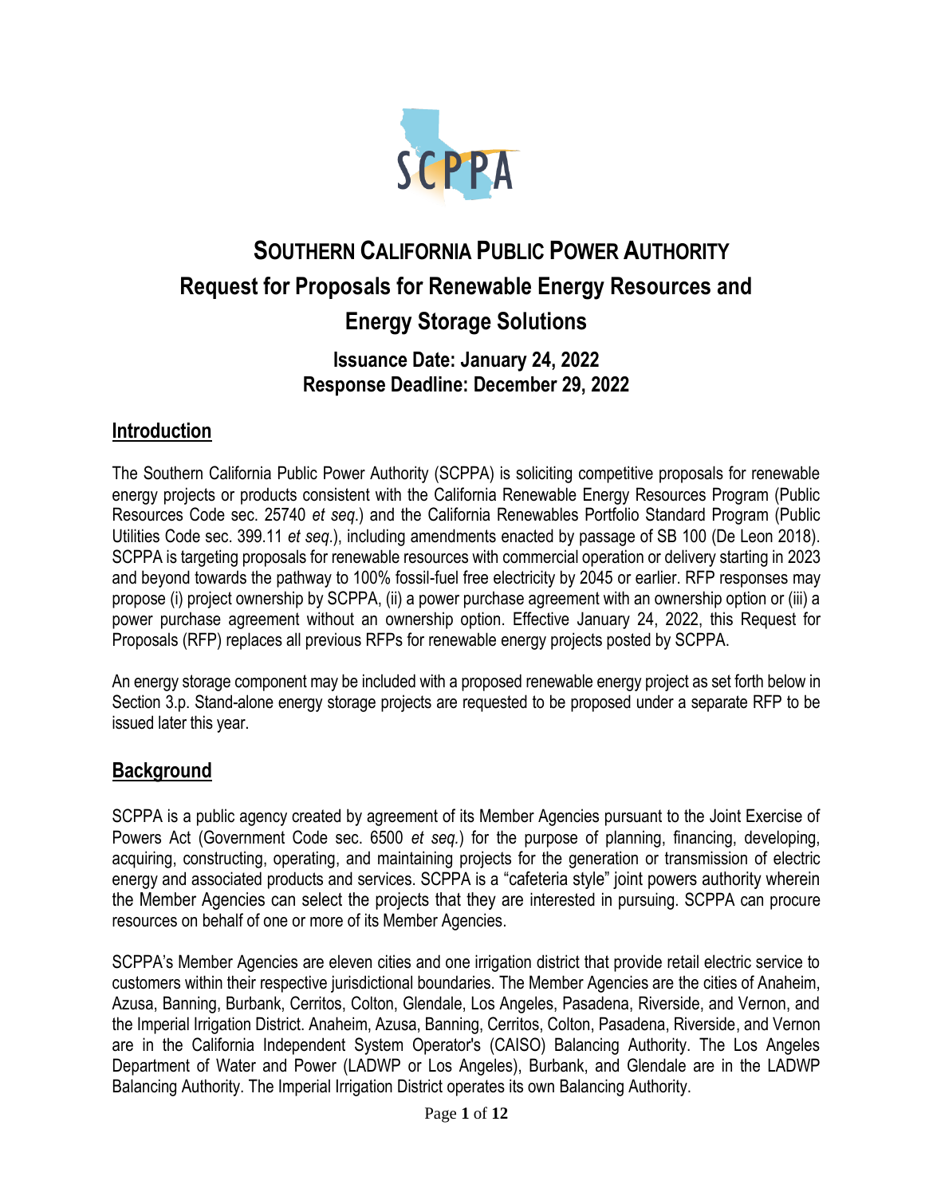# SOUTHERN CALIFORNIA PUBLIC POWER AUTHORITY

## Request for Proposals for Renewable Energy Resources and Energy Storage Solutions

### Issuance Date: January 24, 2022
### Response Deadline: December 29, 2022

## Introduction

The Southern California Public Power Authority (SCPPA) is soliciting competitive proposals for renewable energy projects or products consistent with the California Renewable Energy Resources Program (Public Resources Code sec. 25740 *et seq*.) and the California Renewables Portfolio Standard Program (Public Utilities Code sec. 399.11 *et seq*.), including amendments enacted by passage of SB 100 (De Leon 2018). SCPPA is targeting proposals for renewable resources with commercial operation or delivery starting in 2023 and beyond towards the pathway to 100% fossil-fuel free electricity by 2045 or earlier. RFP responses may propose (i) project ownership by SCPPA, (ii) a power purchase agreement with an ownership option or (iii) a power purchase agreement without an ownership option. Effective January 24, 2022, this Request for Proposals (RFP) replaces all previous RFPs for renewable energy projects posted by SCPPA.

An energy storage component may be included with a proposed renewable energy project as set forth below in Section 3.p. Stand-alone energy storage projects are requested to be proposed under a separate RFP to be issued later this year.

## Background

SCPPA is a public agency created by agreement of its Member Agencies pursuant to the Joint Exercise of Powers Act (Government Code sec. 6500 *et seq.*) for the purpose of planning, financing, developing, acquiring, constructing, operating, and maintaining projects for the generation or transmission of electric energy and associated products and services. SCPPA is a "cafeteria style" joint powers authority wherein the Member Agencies can select the projects that they are interested in pursuing. SCPPA can procure resources on behalf of one or more of its Member Agencies.

SCPPA's Member Agencies are eleven cities and one irrigation district that provide retail electric service to customers within their respective jurisdictional boundaries. The Member Agencies are the cities of Anaheim, Azusa, Banning, Burbank, Cerritos, Colton, Glendale, Los Angeles, Pasadena, Riverside, and Vernon, and the Imperial Irrigation District. Anaheim, Azusa, Banning, Cerritos, Colton, Pasadena, Riverside, and Vernon are in the California Independent System Operator's (CAISO) Balancing Authority. The Los Angeles Department of Water and Power (LADWP or Los Angeles), Burbank, and Glendale are in the LADWP Balancing Authority. The Imperial Irrigation District operates its own Balancing Authority.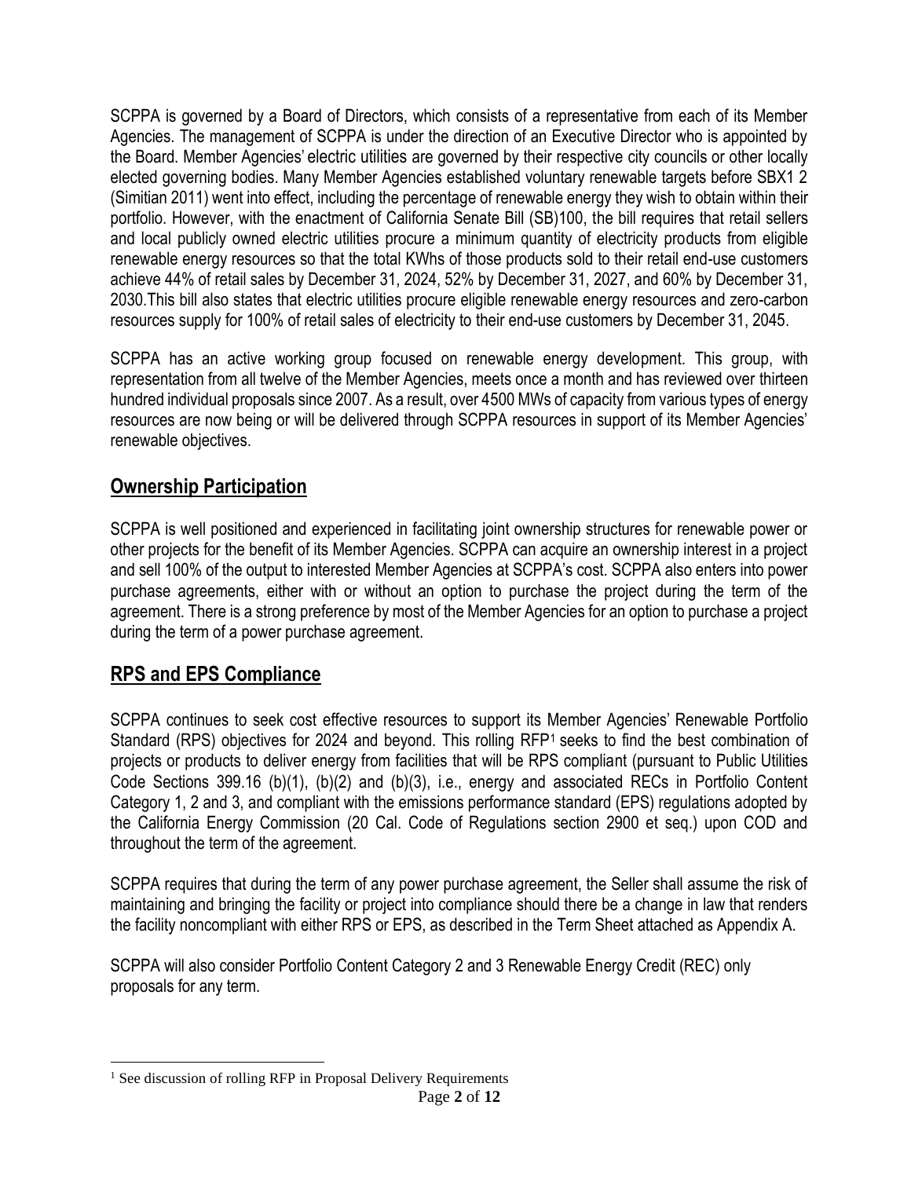SCPPA is governed by a Board of Directors, which consists of a representative from each of its Member Agencies. The management of SCPPA is under the direction of an Executive Director who is appointed by the Board. Member Agencies' electric utilities are governed by their respective city councils or other locally elected governing bodies. Many Member Agencies established voluntary renewable targets before SBX1 2 (Simitian 2011) went into effect, including the percentage of renewable energy they wish to obtain within their portfolio. However, with the enactment of California Senate Bill (SB)100, the bill requires that retail sellers and local publicly owned electric utilities procure a minimum quantity of electricity products from eligible renewable energy resources so that the total KWhs of those products sold to their retail end-use customers achieve 44% of retail sales by December 31, 2024, 52% by December 31, 2027, and 60% by December 31, 2030.This bill also states that electric utilities procure eligible renewable energy resources and zero-carbon resources supply for 100% of retail sales of electricity to their end-use customers by December 31, 2045.

SCPPA has an active working group focused on renewable energy development. This group, with representation from all twelve of the Member Agencies, meets once a month and has reviewed over thirteen hundred individual proposals since 2007. As a result, over 4500 MWs of capacity from various types of energy resources are now being or will be delivered through SCPPA resources in support of its Member Agencies' renewable objectives.

## Ownership Participation

SCPPA is well positioned and experienced in facilitating joint ownership structures for renewable power or other projects for the benefit of its Member Agencies. SCPPA can acquire an ownership interest in a project and sell 100% of the output to interested Member Agencies at SCPPA's cost. SCPPA also enters into power purchase agreements, either with or without an option to purchase the project during the term of the agreement. There is a strong preference by most of the Member Agencies for an option to purchase a project during the term of a power purchase agreement.

## RPS and EPS Compliance

SCPPA continues to seek cost effective resources to support its Member Agencies' Renewable Portfolio Standard (RPS) objectives for 2024 and beyond. This rolling RFP[1] seeks to find the best combination of projects or products to deliver energy from facilities that will be RPS compliant (pursuant to Public Utilities Code Sections 399.16 (b)(1), (b)(2) and (b)(3), i.e., energy and associated RECs in Portfolio Content Category 1, 2 and 3, and compliant with the emissions performance standard (EPS) regulations adopted by the California Energy Commission (20 Cal. Code of Regulations section 2900 et seq.) upon COD and throughout the term of the agreement.

SCPPA requires that during the term of any power purchase agreement, the Seller shall assume the risk of maintaining and bringing the facility or project into compliance should there be a change in law that renders the facility noncompliant with either RPS or EPS, as described in the Term Sheet attached as Appendix A.

SCPPA will also consider Portfolio Content Category 2 and 3 Renewable Energy Credit (REC) only proposals for any term.

[1] See discussion of rolling RFP in Proposal Delivery Requirements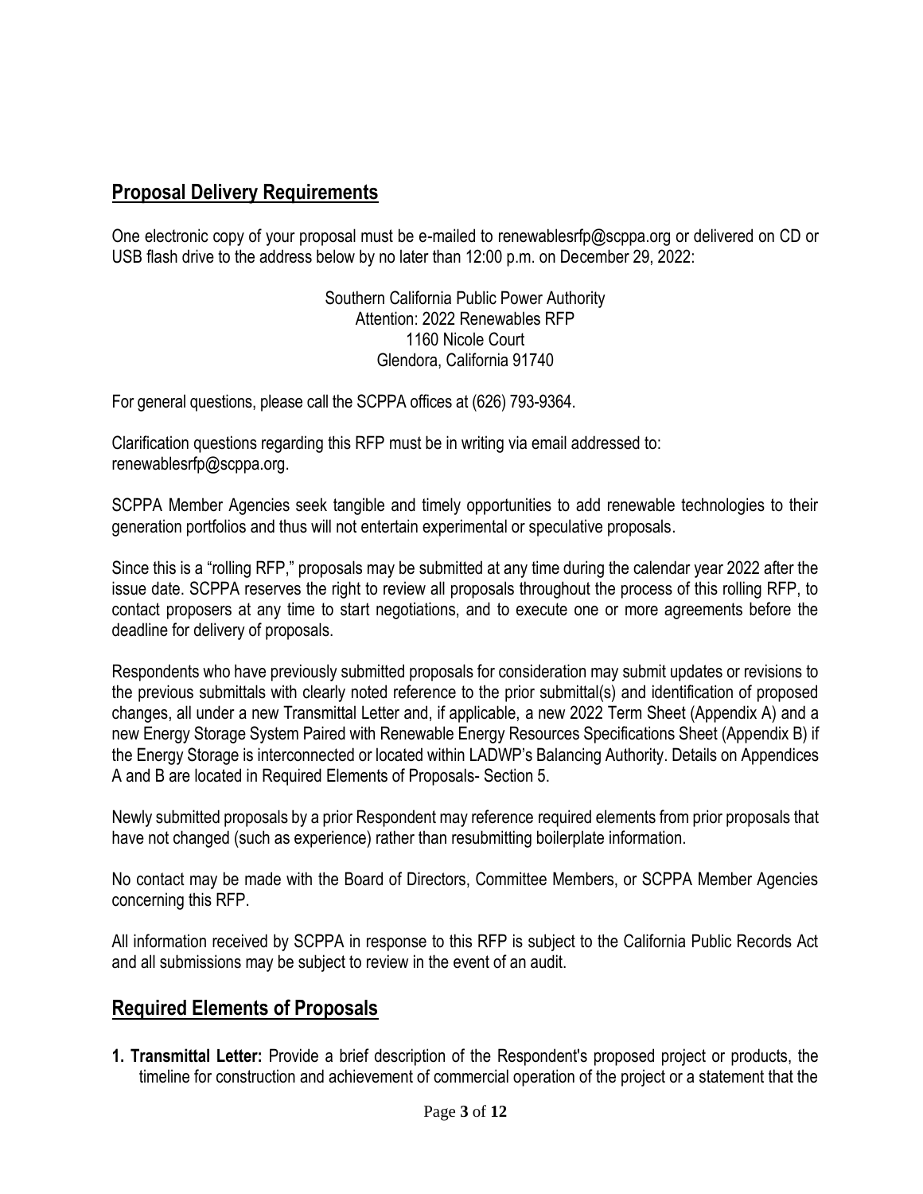## Proposal Delivery Requirements

One electronic copy of your proposal must be e-mailed to renewablesrfp@scppa.org or delivered on CD or USB flash drive to the address below by no later than 12:00 p.m. on December 29, 2022:

Southern California Public Power Authority  
Attention: 2022 Renewables RFP  
1160 Nicole Court  
Glendora, California 91740

For general questions, please call the SCPPA offices at (626) 793-9364.

Clarification questions regarding this RFP must be in writing via email addressed to: renewablesrfp@scppa.org.

SCPPA Member Agencies seek tangible and timely opportunities to add renewable technologies to their generation portfolios and thus will not entertain experimental or speculative proposals.

Since this is a "rolling RFP," proposals may be submitted at any time during the calendar year 2022 after the issue date. SCPPA reserves the right to review all proposals throughout the process of this rolling RFP, to contact proposers at any time to start negotiations, and to execute one or more agreements before the deadline for delivery of proposals.

Respondents who have previously submitted proposals for consideration may submit updates or revisions to the previous submittals with clearly noted reference to the prior submittal(s) and identification of proposed changes, all under a new Transmittal Letter and, if applicable, a new 2022 Term Sheet (Appendix A) and a new Energy Storage System Paired with Renewable Energy Resources Specifications Sheet (Appendix B) if the Energy Storage is interconnected or located within LADWP's Balancing Authority. Details on Appendices A and B are located in Required Elements of Proposals- Section 5.

Newly submitted proposals by a prior Respondent may reference required elements from prior proposals that have not changed (such as experience) rather than resubmitting boilerplate information.

No contact may be made with the Board of Directors, Committee Members, or SCPPA Member Agencies concerning this RFP.

All information received by SCPPA in response to this RFP is subject to the California Public Records Act and all submissions may be subject to review in the event of an audit.

## Required Elements of Proposals

1. **Transmittal Letter:** Provide a brief description of the Respondent's proposed project or products, the timeline for construction and achievement of commercial operation of the project or a statement that the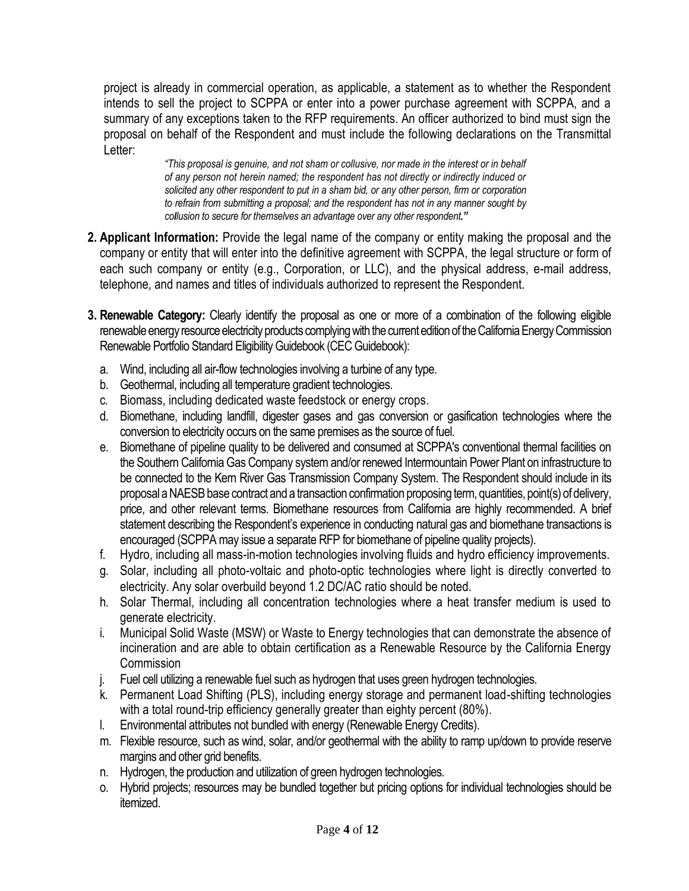project is already in commercial operation, as applicable, a statement as to whether the Respondent intends to sell the project to SCPPA or enter into a power purchase agreement with SCPPA, and a summary of any exceptions taken to the RFP requirements. An officer authorized to bind must sign the proposal on behalf of the Respondent and must include the following declarations on the Transmittal Letter:

> *"This proposal is genuine, and not sham or collusive, nor made in the interest or in behalf of any person not herein named; the respondent has not directly or indirectly induced or solicited any other respondent to put in a sham bid, or any other person, firm or corporation to refrain from submitting a proposal; and the respondent has not in any manner sought by collusion to secure for themselves an advantage over any other respondent."*

2. **Applicant Information:** Provide the legal name of the company or entity making the proposal and the company or entity that will enter into the definitive agreement with SCPPA, the legal structure or form of each such company or entity (e.g., Corporation, or LLC), and the physical address, e-mail address, telephone, and names and titles of individuals authorized to represent the Respondent.

3. **Renewable Category:** Clearly identify the proposal as one or more of a combination of the following eligible renewable energy resource electricity products complying with the current edition of the California Energy Commission Renewable Portfolio Standard Eligibility Guidebook (CEC Guidebook):

   a. Wind, including all air-flow technologies involving a turbine of any type.
   b. Geothermal, including all temperature gradient technologies.
   c. Biomass, including dedicated waste feedstock or energy crops.
   d. Biomethane, including landfill, digester gases and gas conversion or gasification technologies where the conversion to electricity occurs on the same premises as the source of fuel.
   e. Biomethane of pipeline quality to be delivered and consumed at SCPPA's conventional thermal facilities on the Southern California Gas Company system and/or renewed Intermountain Power Plant on infrastructure to be connected to the Kern River Gas Transmission Company System. The Respondent should include in its proposal a NAESB base contract and a transaction confirmation proposing term, quantities, point(s) of delivery, price, and other relevant terms. Biomethane resources from California are highly recommended. A brief statement describing the Respondent's experience in conducting natural gas and biomethane transactions is encouraged (SCPPA may issue a separate RFP for biomethane of pipeline quality projects).
   f. Hydro, including all mass-in-motion technologies involving fluids and hydro efficiency improvements.
   g. Solar, including all photo-voltaic and photo-optic technologies where light is directly converted to electricity. Any solar overbuild beyond 1.2 DC/AC ratio should be noted.
   h. Solar Thermal, including all concentration technologies where a heat transfer medium is used to generate electricity.
   i. Municipal Solid Waste (MSW) or Waste to Energy technologies that can demonstrate the absence of incineration and are able to obtain certification as a Renewable Resource by the California Energy Commission
   j. Fuel cell utilizing a renewable fuel such as hydrogen that uses green hydrogen technologies.
   k. Permanent Load Shifting (PLS), including energy storage and permanent load-shifting technologies with a total round-trip efficiency generally greater than eighty percent (80%).
   l. Environmental attributes not bundled with energy (Renewable Energy Credits).
   m. Flexible resource, such as wind, solar, and/or geothermal with the ability to ramp up/down to provide reserve margins and other grid benefits.
   n. Hydrogen, the production and utilization of green hydrogen technologies.
   o. Hybrid projects; resources may be bundled together but pricing options for individual technologies should be itemized.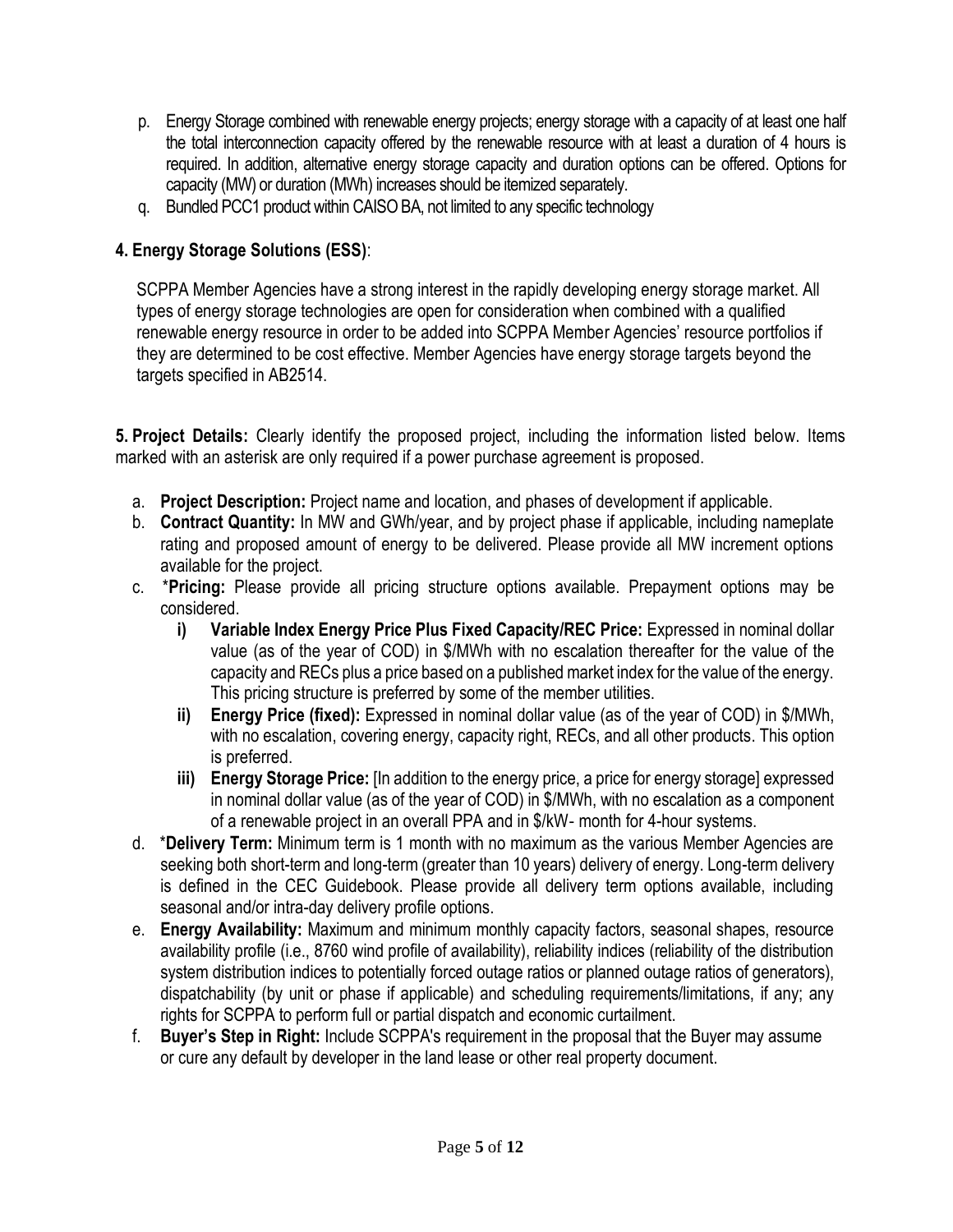p. Energy Storage combined with renewable energy projects; energy storage with a capacity of at least one half the total interconnection capacity offered by the renewable resource with at least a duration of 4 hours is required. In addition, alternative energy storage capacity and duration options can be offered. Options for capacity (MW) or duration (MWh) increases should be itemized separately.
q. Bundled PCC1 product within CAISO BA, not limited to any specific technology

**4. Energy Storage Solutions (ESS)**:

SCPPA Member Agencies have a strong interest in the rapidly developing energy storage market. All types of energy storage technologies are open for consideration when combined with a qualified renewable energy resource in order to be added into SCPPA Member Agencies' resource portfolios if they are determined to be cost effective. Member Agencies have energy storage targets beyond the targets specified in AB2514.

**5. Project Details:** Clearly identify the proposed project, including the information listed below. Items marked with an asterisk are only required if a power purchase agreement is proposed.

a. **Project Description:** Project name and location, and phases of development if applicable.
b. **Contract Quantity:** In MW and GWh/year, and by project phase if applicable, including nameplate rating and proposed amount of energy to be delivered. Please provide all MW increment options available for the project.
c. \***Pricing:** Please provide all pricing structure options available. Prepayment options may be considered.
   - **i) Variable Index Energy Price Plus Fixed Capacity/REC Price:** Expressed in nominal dollar value (as of the year of COD) in $/MWh with no escalation thereafter for the value of the capacity and RECs plus a price based on a published market index for the value of the energy. This pricing structure is preferred by some of the member utilities.
   - **ii) Energy Price (fixed):** Expressed in nominal dollar value (as of the year of COD) in $/MWh, with no escalation, covering energy, capacity right, RECs, and all other products. This option is preferred.
   - **iii) Energy Storage Price:** [In addition to the energy price, a price for energy storage] expressed in nominal dollar value (as of the year of COD) in $/MWh, with no escalation as a component of a renewable project in an overall PPA and in $/kW- month for 4-hour systems.
d. \***Delivery Term:** Minimum term is 1 month with no maximum as the various Member Agencies are seeking both short-term and long-term (greater than 10 years) delivery of energy. Long-term delivery is defined in the CEC Guidebook. Please provide all delivery term options available, including seasonal and/or intra-day delivery profile options.
e. **Energy Availability:** Maximum and minimum monthly capacity factors, seasonal shapes, resource availability profile (i.e., 8760 wind profile of availability), reliability indices (reliability of the distribution system distribution indices to potentially forced outage ratios or planned outage ratios of generators), dispatchability (by unit or phase if applicable) and scheduling requirements/limitations, if any; any rights for SCPPA to perform full or partial dispatch and economic curtailment.
f. **Buyer's Step in Right:** Include SCPPA's requirement in the proposal that the Buyer may assume or cure any default by developer in the land lease or other real property document.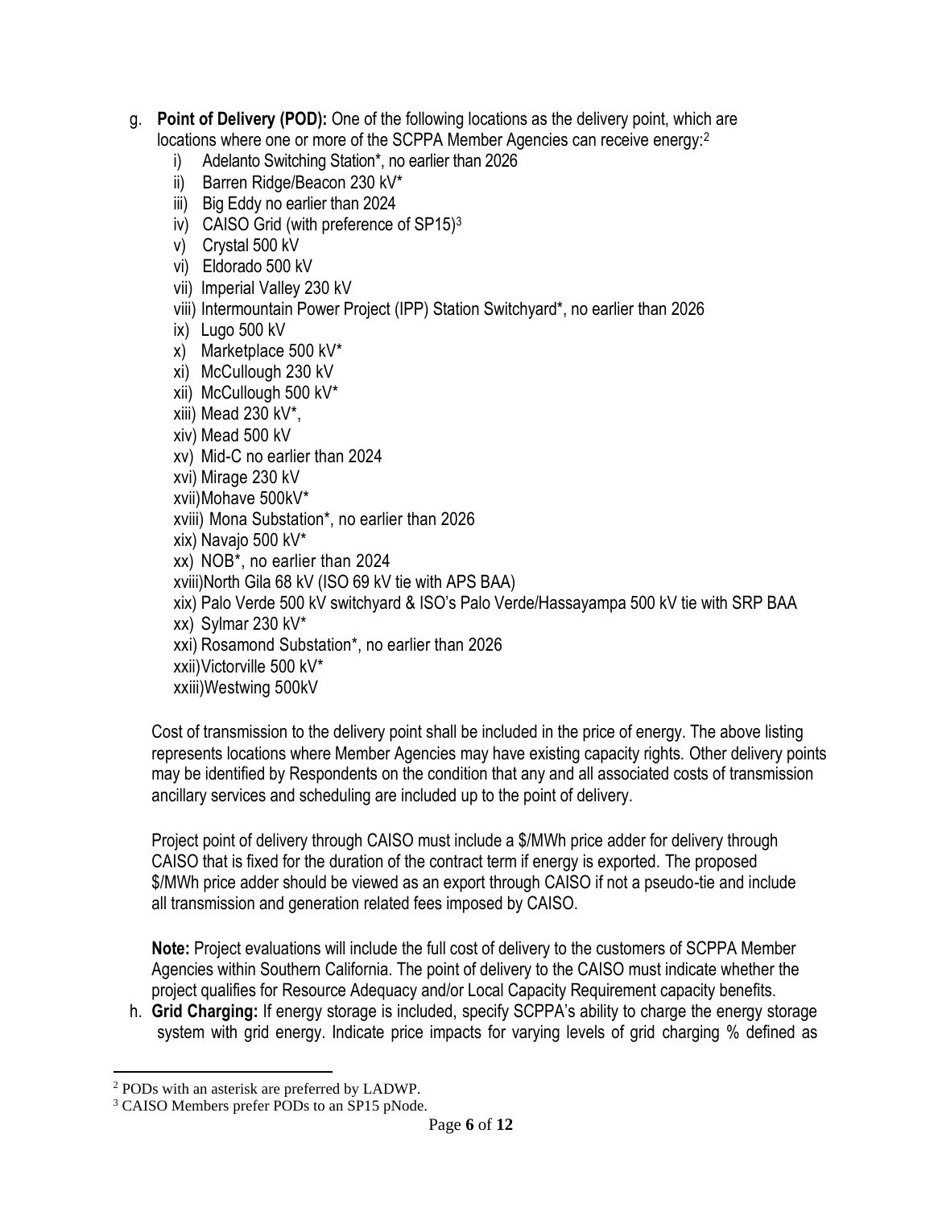g. **Point of Delivery (POD):** One of the following locations as the delivery point, which are locations where one or more of the SCPPA Member Agencies can receive energy:[2]

   i) Adelanto Switching Station*, no earlier than 2026
   ii) Barren Ridge/Beacon 230 kV*
   iii) Big Eddy no earlier than 2024
   iv) CAISO Grid (with preference of SP15)[3]
   v) Crystal 500 kV
   vi) Eldorado 500 kV
   vii) Imperial Valley 230 kV
   viii) Intermountain Power Project (IPP) Station Switchyard*, no earlier than 2026
   ix) Lugo 500 kV
   x) Marketplace 500 kV*
   xi) McCullough 230 kV
   xii) McCullough 500 kV*
   xiii) Mead 230 kV*,
   xiv) Mead 500 kV
   xv) Mid-C no earlier than 2024
   xvi) Mirage 230 kV
   xvii) Mohave 500kV*
   xviii) Mona Substation*, no earlier than 2026
   xix) Navajo 500 kV*
   xx) NOB*, no earlier than 2024
   xviii) North Gila 68 kV (ISO 69 kV tie with APS BAA)
   xix) Palo Verde 500 kV switchyard & ISO's Palo Verde/Hassayampa 500 kV tie with SRP BAA
   xx) Sylmar 230 kV*
   xxi) Rosamond Substation*, no earlier than 2026
   xxii) Victorville 500 kV*
   xxiii) Westwing 500kV

   Cost of transmission to the delivery point shall be included in the price of energy. The above listing represents locations where Member Agencies may have existing capacity rights. Other delivery points may be identified by Respondents on the condition that any and all associated costs of transmission ancillary services and scheduling are included up to the point of delivery.

   Project point of delivery through CAISO must include a $/MWh price adder for delivery through CAISO that is fixed for the duration of the contract term if energy is exported. The proposed $/MWh price adder should be viewed as an export through CAISO if not a pseudo-tie and include all transmission and generation related fees imposed by CAISO.

   **Note:** Project evaluations will include the full cost of delivery to the customers of SCPPA Member Agencies within Southern California. The point of delivery to the CAISO must indicate whether the project qualifies for Resource Adequacy and/or Local Capacity Requirement capacity benefits.

h. **Grid Charging:** If energy storage is included, specify SCPPA's ability to charge the energy storage system with grid energy. Indicate price impacts for varying levels of grid charging % defined as

---

[2] PODs with an asterisk are preferred by LADWP.

[3] CAISO Members prefer PODs to an SP15 pNode.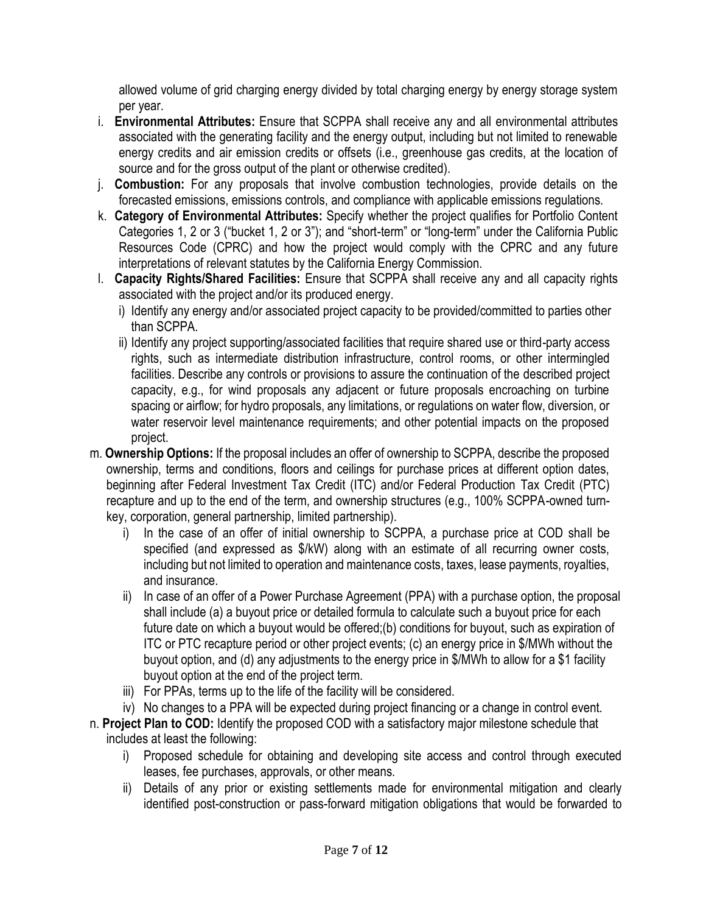allowed volume of grid charging energy divided by total charging energy by energy storage system per year.

i. **Environmental Attributes:** Ensure that SCPPA shall receive any and all environmental attributes associated with the generating facility and the energy output, including but not limited to renewable energy credits and air emission credits or offsets (i.e., greenhouse gas credits, at the location of source and for the gross output of the plant or otherwise credited).

j. **Combustion:** For any proposals that involve combustion technologies, provide details on the forecasted emissions, emissions controls, and compliance with applicable emissions regulations.

k. **Category of Environmental Attributes:** Specify whether the project qualifies for Portfolio Content Categories 1, 2 or 3 ("bucket 1, 2 or 3"); and "short-term" or "long-term" under the California Public Resources Code (CPRC) and how the project would comply with the CPRC and any future interpretations of relevant statutes by the California Energy Commission.

l. **Capacity Rights/Shared Facilities:** Ensure that SCPPA shall receive any and all capacity rights associated with the project and/or its produced energy.

   i) Identify any energy and/or associated project capacity to be provided/committed to parties other than SCPPA.

   ii) Identify any project supporting/associated facilities that require shared use or third-party access rights, such as intermediate distribution infrastructure, control rooms, or other intermingled facilities. Describe any controls or provisions to assure the continuation of the described project capacity, e.g., for wind proposals any adjacent or future proposals encroaching on turbine spacing or airflow; for hydro proposals, any limitations, or regulations on water flow, diversion, or water reservoir level maintenance requirements; and other potential impacts on the proposed project.

m. **Ownership Options:** If the proposal includes an offer of ownership to SCPPA, describe the proposed ownership, terms and conditions, floors and ceilings for purchase prices at different option dates, beginning after Federal Investment Tax Credit (ITC) and/or Federal Production Tax Credit (PTC) recapture and up to the end of the term, and ownership structures (e.g., 100% SCPPA-owned turn-key, corporation, general partnership, limited partnership).

   i) In the case of an offer of initial ownership to SCPPA, a purchase price at COD shall be specified (and expressed as $/kW) along with an estimate of all recurring owner costs, including but not limited to operation and maintenance costs, taxes, lease payments, royalties, and insurance.

   ii) In case of an offer of a Power Purchase Agreement (PPA) with a purchase option, the proposal shall include (a) a buyout price or detailed formula to calculate such a buyout price for each future date on which a buyout would be offered;(b) conditions for buyout, such as expiration of ITC or PTC recapture period or other project events; (c) an energy price in $/MWh without the buyout option, and (d) any adjustments to the energy price in $/MWh to allow for a $1 facility buyout option at the end of the project term.

   iii) For PPAs, terms up to the life of the facility will be considered.

   iv) No changes to a PPA will be expected during project financing or a change in control event.

n. **Project Plan to COD:** Identify the proposed COD with a satisfactory major milestone schedule that includes at least the following:

   i) Proposed schedule for obtaining and developing site access and control through executed leases, fee purchases, approvals, or other means.

   ii) Details of any prior or existing settlements made for environmental mitigation and clearly identified post-construction or pass-forward mitigation obligations that would be forwarded to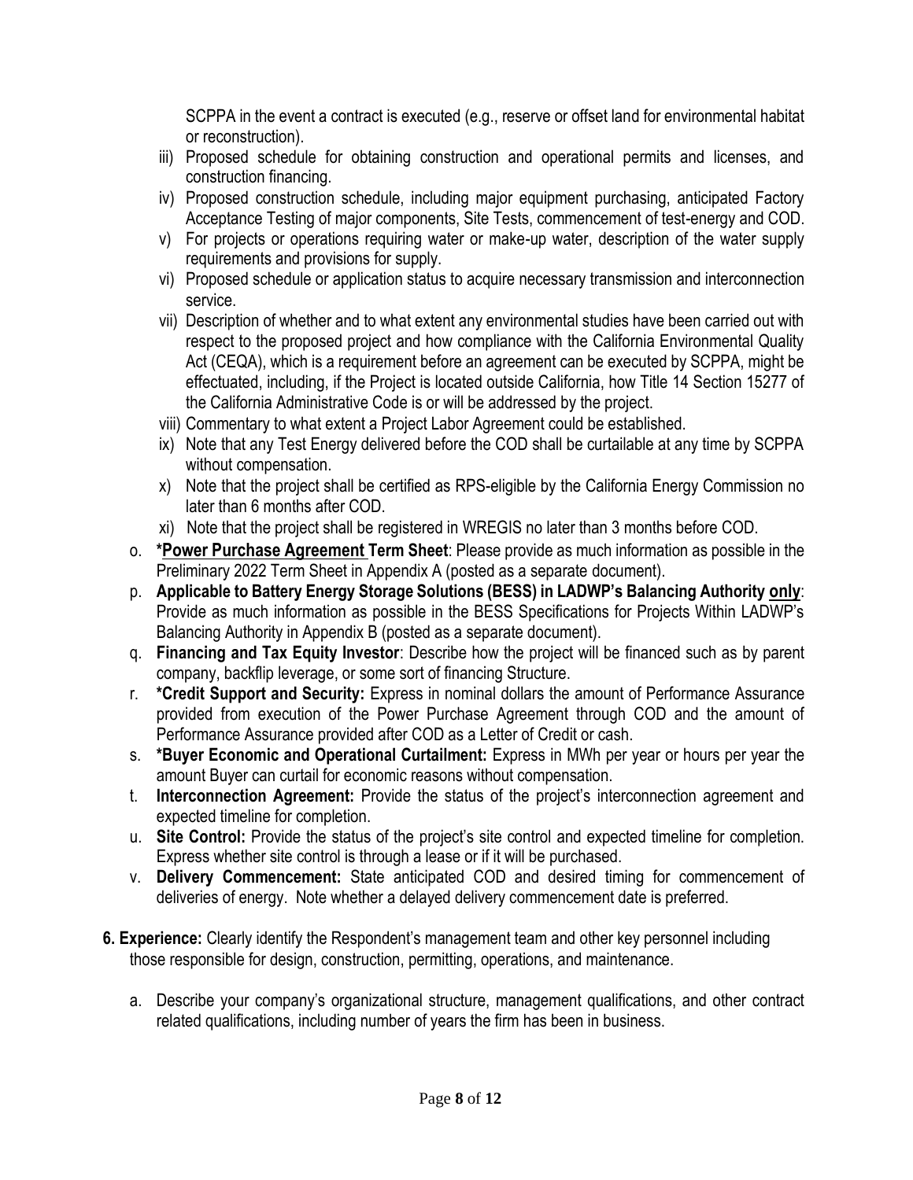SCPPA in the event a contract is executed (e.g., reserve or offset land for environmental habitat or reconstruction).

iii) Proposed schedule for obtaining construction and operational permits and licenses, and construction financing.

iv) Proposed construction schedule, including major equipment purchasing, anticipated Factory Acceptance Testing of major components, Site Tests, commencement of test-energy and COD.

v) For projects or operations requiring water or make-up water, description of the water supply requirements and provisions for supply.

vi) Proposed schedule or application status to acquire necessary transmission and interconnection service.

vii) Description of whether and to what extent any environmental studies have been carried out with respect to the proposed project and how compliance with the California Environmental Quality Act (CEQA), which is a requirement before an agreement can be executed by SCPPA, might be effectuated, including, if the Project is located outside California, how Title 14 Section 15277 of the California Administrative Code is or will be addressed by the project.

viii) Commentary to what extent a Project Labor Agreement could be established.

ix) Note that any Test Energy delivered before the COD shall be curtailable at any time by SCPPA without compensation.

x) Note that the project shall be certified as RPS-eligible by the California Energy Commission no later than 6 months after COD.

xi) Note that the project shall be registered in WREGIS no later than 3 months before COD.

o. **\*<u>Power Purchase Agreement</u> Term Sheet**: Please provide as much information as possible in the Preliminary 2022 Term Sheet in Appendix A (posted as a separate document).

p. **Applicable to Battery Energy Storage Solutions (BESS) in LADWP's Balancing Authority <u>only</u>**: Provide as much information as possible in the BESS Specifications for Projects Within LADWP's Balancing Authority in Appendix B (posted as a separate document).

q. **Financing and Tax Equity Investor**: Describe how the project will be financed such as by parent company, backflip leverage, or some sort of financing Structure.

r. **\*Credit Support and Security:** Express in nominal dollars the amount of Performance Assurance provided from execution of the Power Purchase Agreement through COD and the amount of Performance Assurance provided after COD as a Letter of Credit or cash.

s. **\*Buyer Economic and Operational Curtailment:** Express in MWh per year or hours per year the amount Buyer can curtail for economic reasons without compensation.

t. **Interconnection Agreement:** Provide the status of the project's interconnection agreement and expected timeline for completion.

u. **Site Control:** Provide the status of the project's site control and expected timeline for completion. Express whether site control is through a lease or if it will be purchased.

v. **Delivery Commencement:** State anticipated COD and desired timing for commencement of deliveries of energy. Note whether a delayed delivery commencement date is preferred.

**6. Experience:** Clearly identify the Respondent's management team and other key personnel including those responsible for design, construction, permitting, operations, and maintenance.

a. Describe your company's organizational structure, management qualifications, and other contract related qualifications, including number of years the firm has been in business.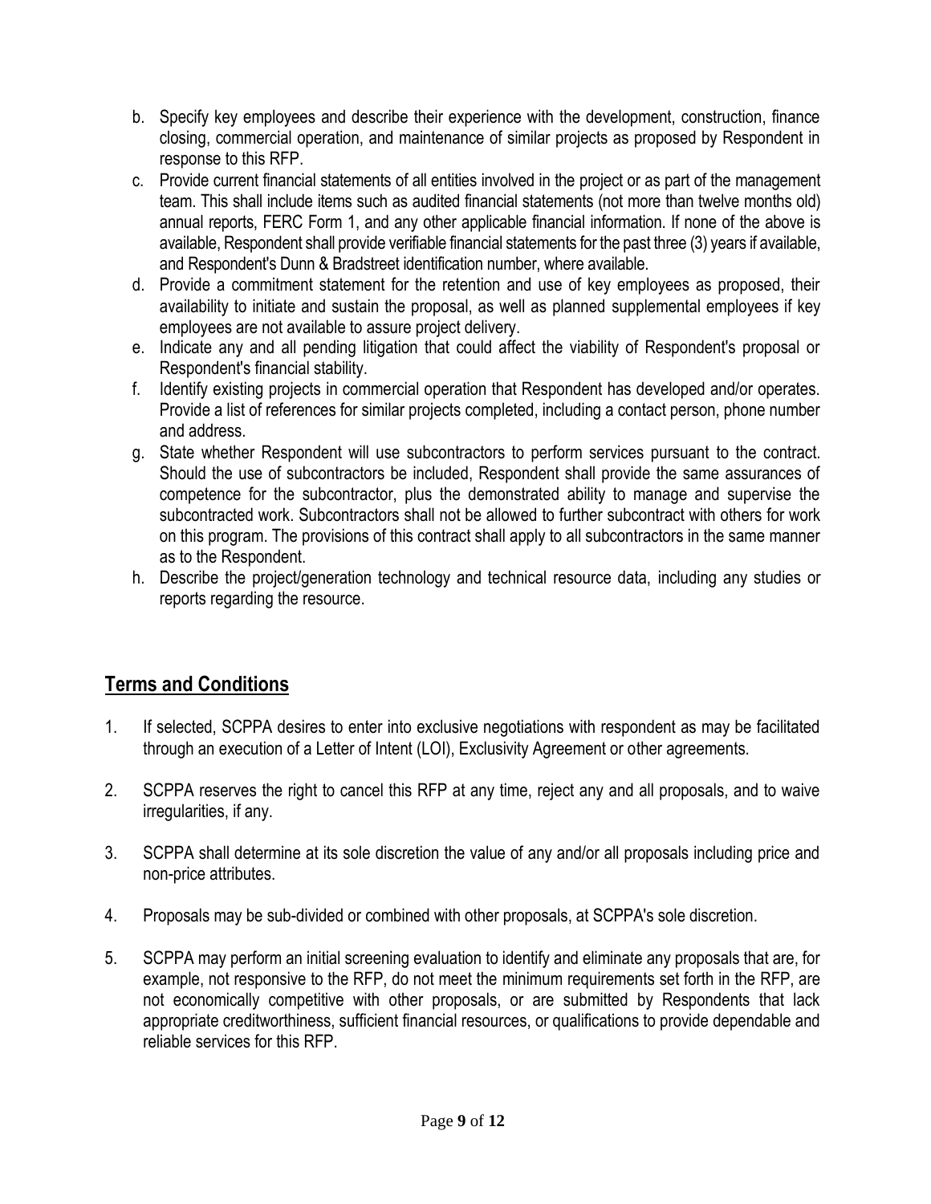b. Specify key employees and describe their experience with the development, construction, finance closing, commercial operation, and maintenance of similar projects as proposed by Respondent in response to this RFP.
c. Provide current financial statements of all entities involved in the project or as part of the management team. This shall include items such as audited financial statements (not more than twelve months old) annual reports, FERC Form 1, and any other applicable financial information. If none of the above is available, Respondent shall provide verifiable financial statements for the past three (3) years if available, and Respondent's Dunn & Bradstreet identification number, where available.
d. Provide a commitment statement for the retention and use of key employees as proposed, their availability to initiate and sustain the proposal, as well as planned supplemental employees if key employees are not available to assure project delivery.
e. Indicate any and all pending litigation that could affect the viability of Respondent's proposal or Respondent's financial stability.
f. Identify existing projects in commercial operation that Respondent has developed and/or operates. Provide a list of references for similar projects completed, including a contact person, phone number and address.
g. State whether Respondent will use subcontractors to perform services pursuant to the contract. Should the use of subcontractors be included, Respondent shall provide the same assurances of competence for the subcontractor, plus the demonstrated ability to manage and supervise the subcontracted work. Subcontractors shall not be allowed to further subcontract with others for work on this program. The provisions of this contract shall apply to all subcontractors in the same manner as to the Respondent.
h. Describe the project/generation technology and technical resource data, including any studies or reports regarding the resource.

## Terms and Conditions

1. If selected, SCPPA desires to enter into exclusive negotiations with respondent as may be facilitated through an execution of a Letter of Intent (LOI), Exclusivity Agreement or other agreements.

2. SCPPA reserves the right to cancel this RFP at any time, reject any and all proposals, and to waive irregularities, if any.

3. SCPPA shall determine at its sole discretion the value of any and/or all proposals including price and non-price attributes.

4. Proposals may be sub-divided or combined with other proposals, at SCPPA's sole discretion.

5. SCPPA may perform an initial screening evaluation to identify and eliminate any proposals that are, for example, not responsive to the RFP, do not meet the minimum requirements set forth in the RFP, are not economically competitive with other proposals, or are submitted by Respondents that lack appropriate creditworthiness, sufficient financial resources, or qualifications to provide dependable and reliable services for this RFP.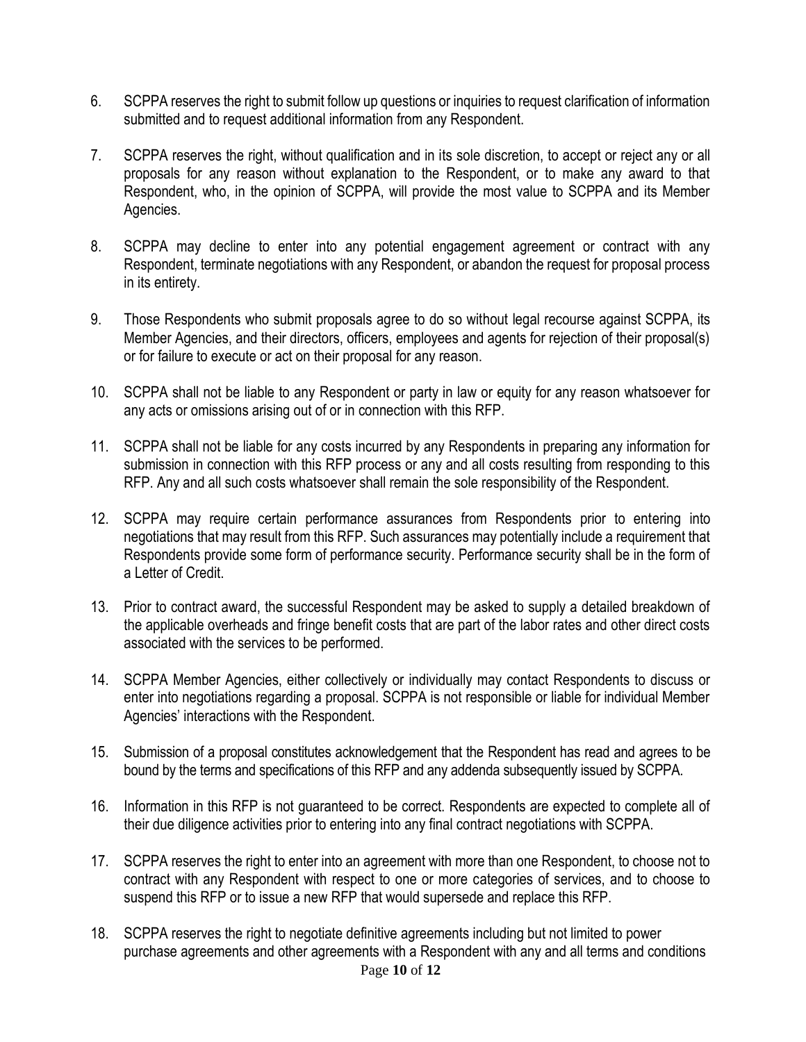6. SCPPA reserves the right to submit follow up questions or inquiries to request clarification of information submitted and to request additional information from any Respondent.

7. SCPPA reserves the right, without qualification and in its sole discretion, to accept or reject any or all proposals for any reason without explanation to the Respondent, or to make any award to that Respondent, who, in the opinion of SCPPA, will provide the most value to SCPPA and its Member Agencies.

8. SCPPA may decline to enter into any potential engagement agreement or contract with any Respondent, terminate negotiations with any Respondent, or abandon the request for proposal process in its entirety.

9. Those Respondents who submit proposals agree to do so without legal recourse against SCPPA, its Member Agencies, and their directors, officers, employees and agents for rejection of their proposal(s) or for failure to execute or act on their proposal for any reason.

10. SCPPA shall not be liable to any Respondent or party in law or equity for any reason whatsoever for any acts or omissions arising out of or in connection with this RFP.

11. SCPPA shall not be liable for any costs incurred by any Respondents in preparing any information for submission in connection with this RFP process or any and all costs resulting from responding to this RFP. Any and all such costs whatsoever shall remain the sole responsibility of the Respondent.

12. SCPPA may require certain performance assurances from Respondents prior to entering into negotiations that may result from this RFP. Such assurances may potentially include a requirement that Respondents provide some form of performance security. Performance security shall be in the form of a Letter of Credit.

13. Prior to contract award, the successful Respondent may be asked to supply a detailed breakdown of the applicable overheads and fringe benefit costs that are part of the labor rates and other direct costs associated with the services to be performed.

14. SCPPA Member Agencies, either collectively or individually may contact Respondents to discuss or enter into negotiations regarding a proposal. SCPPA is not responsible or liable for individual Member Agencies' interactions with the Respondent.

15. Submission of a proposal constitutes acknowledgement that the Respondent has read and agrees to be bound by the terms and specifications of this RFP and any addenda subsequently issued by SCPPA.

16. Information in this RFP is not guaranteed to be correct. Respondents are expected to complete all of their due diligence activities prior to entering into any final contract negotiations with SCPPA.

17. SCPPA reserves the right to enter into an agreement with more than one Respondent, to choose not to contract with any Respondent with respect to one or more categories of services, and to choose to suspend this RFP or to issue a new RFP that would supersede and replace this RFP.

18. SCPPA reserves the right to negotiate definitive agreements including but not limited to power purchase agreements and other agreements with a Respondent with any and all terms and conditions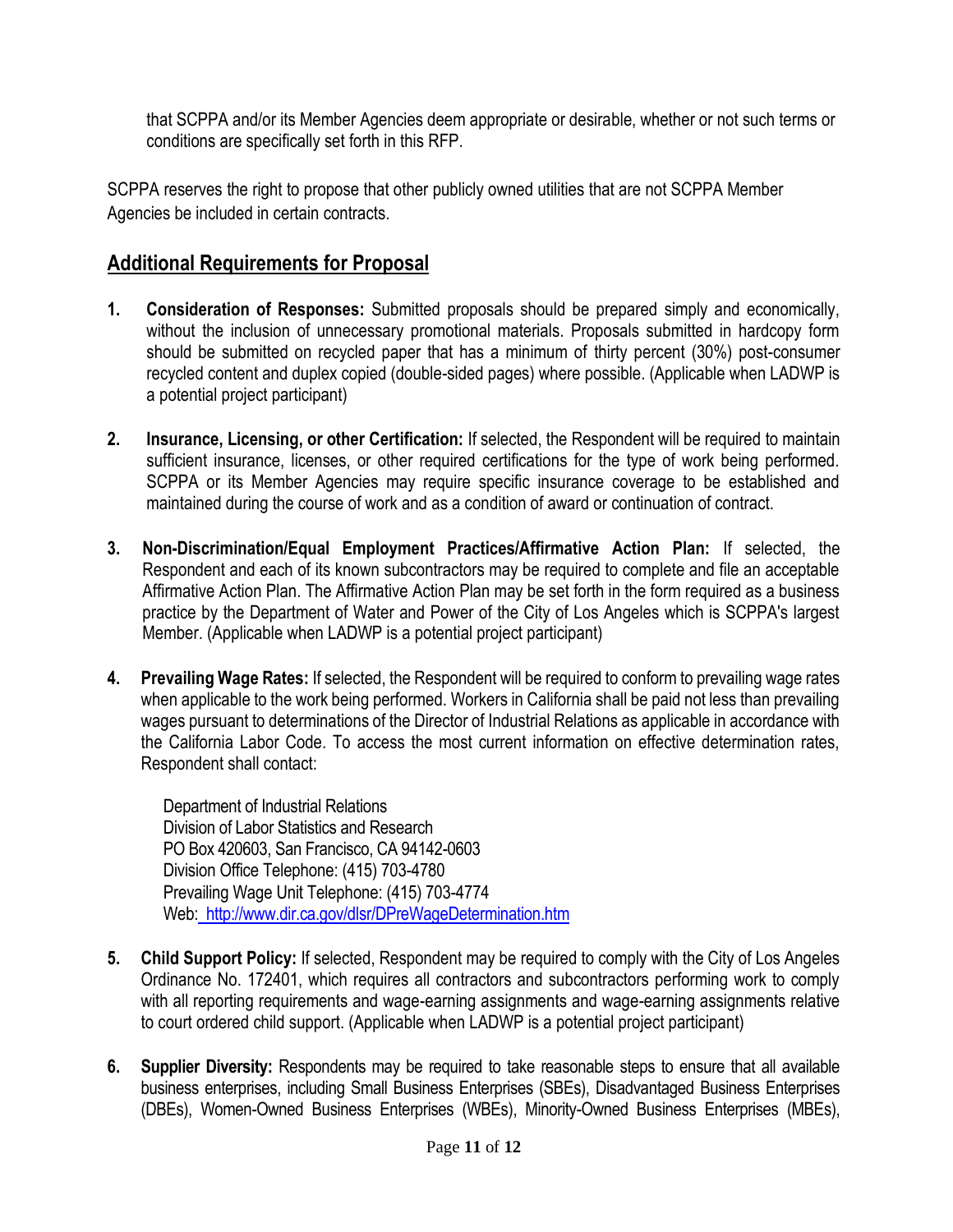that SCPPA and/or its Member Agencies deem appropriate or desirable, whether or not such terms or conditions are specifically set forth in this RFP.

SCPPA reserves the right to propose that other publicly owned utilities that are not SCPPA Member Agencies be included in certain contracts.

## Additional Requirements for Proposal

1. **Consideration of Responses:** Submitted proposals should be prepared simply and economically, without the inclusion of unnecessary promotional materials. Proposals submitted in hardcopy form should be submitted on recycled paper that has a minimum of thirty percent (30%) post-consumer recycled content and duplex copied (double-sided pages) where possible. (Applicable when LADWP is a potential project participant)

2. **Insurance, Licensing, or other Certification:** If selected, the Respondent will be required to maintain sufficient insurance, licenses, or other required certifications for the type of work being performed. SCPPA or its Member Agencies may require specific insurance coverage to be established and maintained during the course of work and as a condition of award or continuation of contract.

3. **Non-Discrimination/Equal Employment Practices/Affirmative Action Plan:** If selected, the Respondent and each of its known subcontractors may be required to complete and file an acceptable Affirmative Action Plan. The Affirmative Action Plan may be set forth in the form required as a business practice by the Department of Water and Power of the City of Los Angeles which is SCPPA's largest Member. (Applicable when LADWP is a potential project participant)

4. **Prevailing Wage Rates:** If selected, the Respondent will be required to conform to prevailing wage rates when applicable to the work being performed. Workers in California shall be paid not less than prevailing wages pursuant to determinations of the Director of Industrial Relations as applicable in accordance with the California Labor Code. To access the most current information on effective determination rates, Respondent shall contact:

   Department of Industrial Relations
   Division of Labor Statistics and Research
   PO Box 420603, San Francisco, CA 94142-0603
   Division Office Telephone: (415) 703-4780
   Prevailing Wage Unit Telephone: (415) 703-4774
   Web: http://www.dir.ca.gov/dlsr/DPreWageDetermination.htm

5. **Child Support Policy:** If selected, Respondent may be required to comply with the City of Los Angeles Ordinance No. 172401, which requires all contractors and subcontractors performing work to comply with all reporting requirements and wage-earning assignments and wage-earning assignments relative to court ordered child support. (Applicable when LADWP is a potential project participant)

6. **Supplier Diversity:** Respondents may be required to take reasonable steps to ensure that all available business enterprises, including Small Business Enterprises (SBEs), Disadvantaged Business Enterprises (DBEs), Women-Owned Business Enterprises (WBEs), Minority-Owned Business Enterprises (MBEs),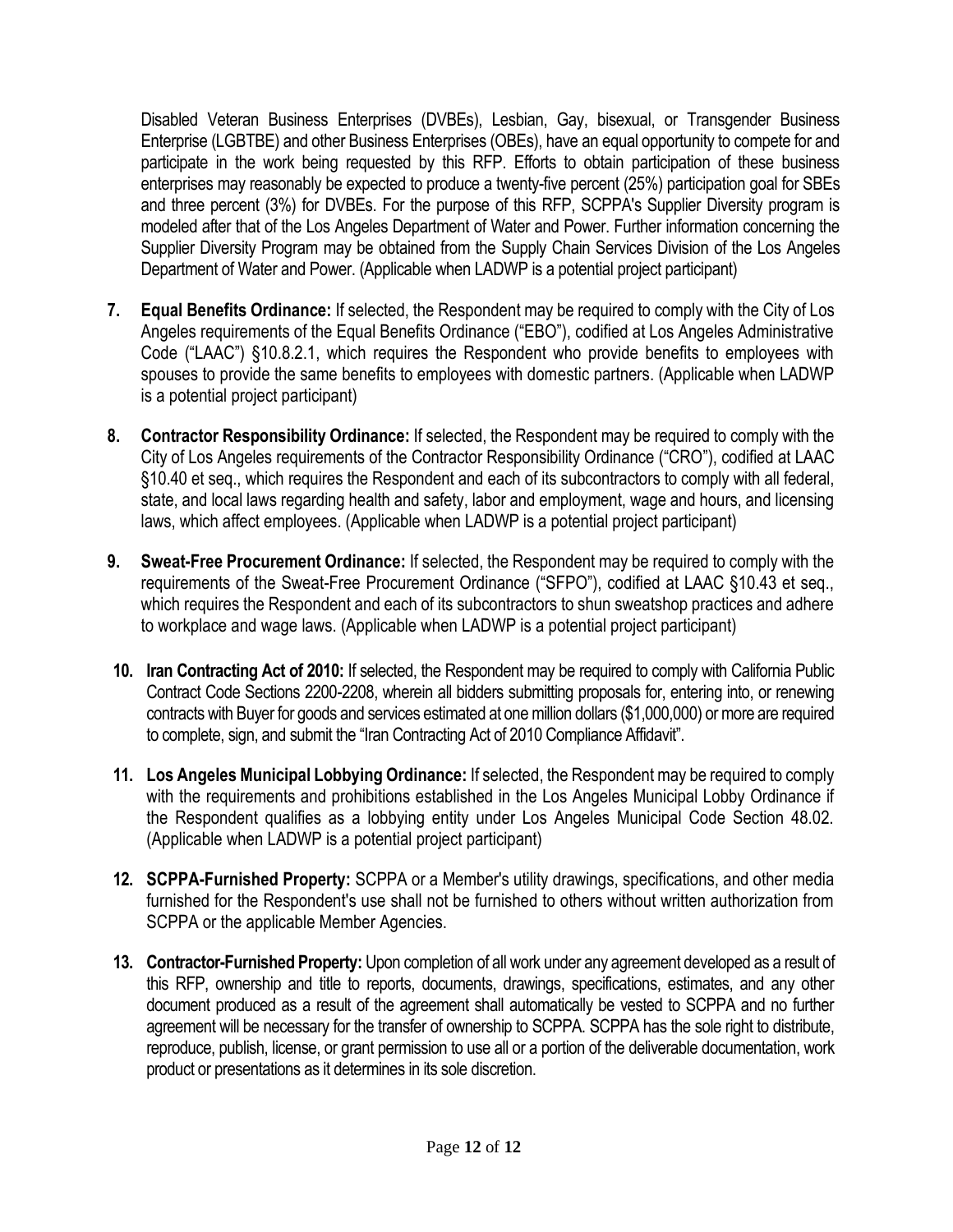Disabled Veteran Business Enterprises (DVBEs), Lesbian, Gay, bisexual, or Transgender Business Enterprise (LGBTBE) and other Business Enterprises (OBEs), have an equal opportunity to compete for and participate in the work being requested by this RFP. Efforts to obtain participation of these business enterprises may reasonably be expected to produce a twenty-five percent (25%) participation goal for SBEs and three percent (3%) for DVBEs. For the purpose of this RFP, SCPPA's Supplier Diversity program is modeled after that of the Los Angeles Department of Water and Power. Further information concerning the Supplier Diversity Program may be obtained from the Supply Chain Services Division of the Los Angeles Department of Water and Power. (Applicable when LADWP is a potential project participant)

7. **Equal Benefits Ordinance:** If selected, the Respondent may be required to comply with the City of Los Angeles requirements of the Equal Benefits Ordinance ("EBO"), codified at Los Angeles Administrative Code ("LAAC") §10.8.2.1, which requires the Respondent who provide benefits to employees with spouses to provide the same benefits to employees with domestic partners. (Applicable when LADWP is a potential project participant)

8. **Contractor Responsibility Ordinance:** If selected, the Respondent may be required to comply with the City of Los Angeles requirements of the Contractor Responsibility Ordinance ("CRO"), codified at LAAC §10.40 et seq., which requires the Respondent and each of its subcontractors to comply with all federal, state, and local laws regarding health and safety, labor and employment, wage and hours, and licensing laws, which affect employees. (Applicable when LADWP is a potential project participant)

9. **Sweat-Free Procurement Ordinance:** If selected, the Respondent may be required to comply with the requirements of the Sweat-Free Procurement Ordinance ("SFPO"), codified at LAAC §10.43 et seq., which requires the Respondent and each of its subcontractors to shun sweatshop practices and adhere to workplace and wage laws. (Applicable when LADWP is a potential project participant)

10. **Iran Contracting Act of 2010:** If selected, the Respondent may be required to comply with California Public Contract Code Sections 2200-2208, wherein all bidders submitting proposals for, entering into, or renewing contracts with Buyer for goods and services estimated at one million dollars ($1,000,000) or more are required to complete, sign, and submit the "Iran Contracting Act of 2010 Compliance Affidavit".

11. **Los Angeles Municipal Lobbying Ordinance:** If selected, the Respondent may be required to comply with the requirements and prohibitions established in the Los Angeles Municipal Lobby Ordinance if the Respondent qualifies as a lobbying entity under Los Angeles Municipal Code Section 48.02. (Applicable when LADWP is a potential project participant)

12. **SCPPA-Furnished Property:** SCPPA or a Member's utility drawings, specifications, and other media furnished for the Respondent's use shall not be furnished to others without written authorization from SCPPA or the applicable Member Agencies.

13. **Contractor-Furnished Property:** Upon completion of all work under any agreement developed as a result of this RFP, ownership and title to reports, documents, drawings, specifications, estimates, and any other document produced as a result of the agreement shall automatically be vested to SCPPA and no further agreement will be necessary for the transfer of ownership to SCPPA. SCPPA has the sole right to distribute, reproduce, publish, license, or grant permission to use all or a portion of the deliverable documentation, work product or presentations as it determines in its sole discretion.